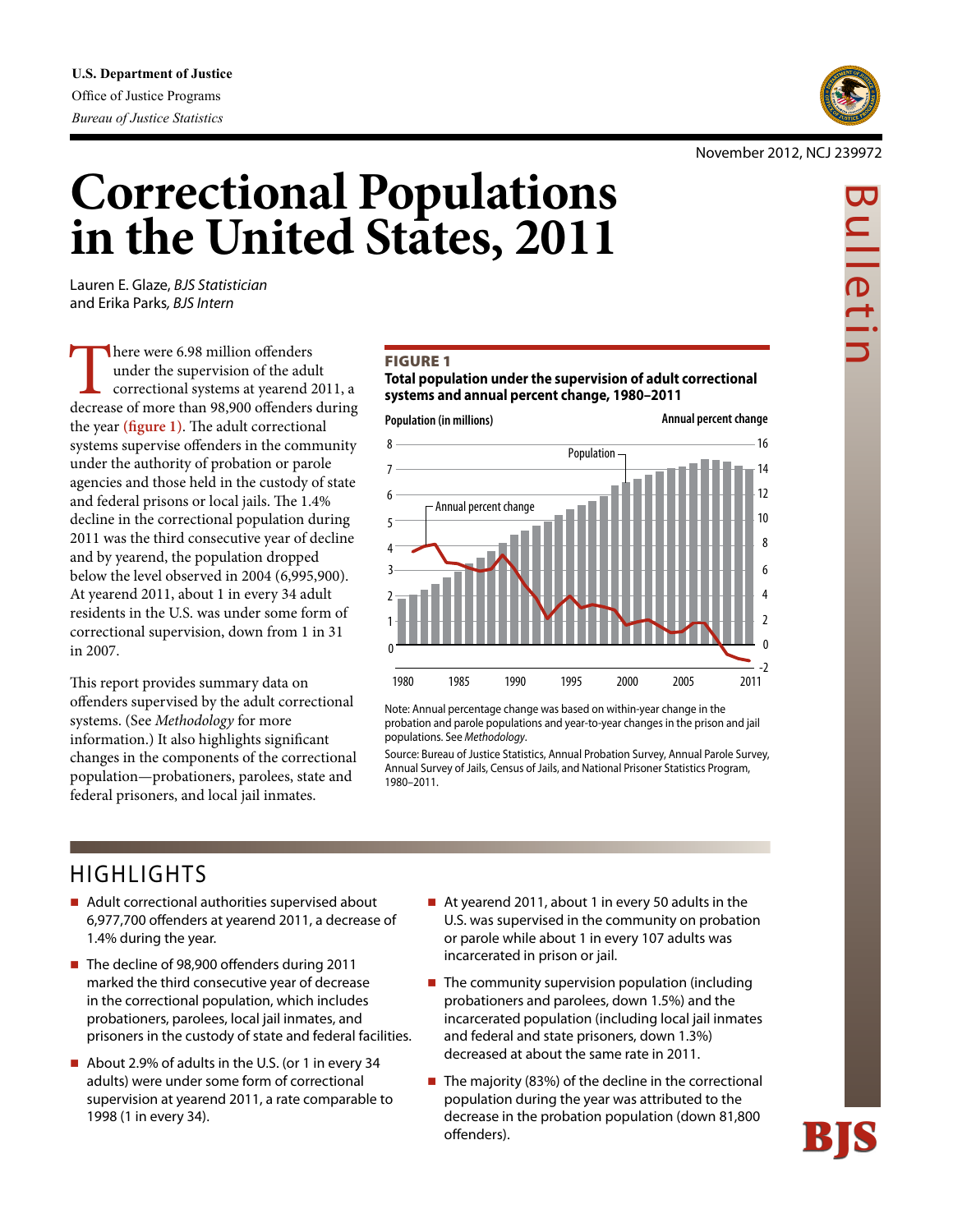U.S. Department of Justice
Office of Justice Programs
*Bureau of Justice Statistics*

November 2012, NCJ 239972

Bulletin

# Correctional Populations in the United States, 2011

Lauren E. Glaze, *BJS Statistician*
and Erika Parks, *BJS Intern*

There were 6.98 million offenders under the supervision of the adult correctional systems at yearend 2011, a decrease of more than 98,900 offenders during the year (figure 1). The adult correctional systems supervise offenders in the community under the authority of probation or parole agencies and those held in the custody of state and federal prisons or local jails. The 1.4% decline in the correctional population during 2011 was the third consecutive year of decline and by yearend, the population dropped below the level observed in 2004 (6,995,900). At yearend 2011, about 1 in every 34 adult residents in the U.S. was under some form of correctional supervision, down from 1 in 31 in 2007.

This report provides summary data on offenders supervised by the adult correctional systems. (See *Methodology* for more information.) It also highlights significant changes in the components of the correctional population—probationers, parolees, state and federal prisoners, and local jail inmates.

**FIGURE 1**
**Total population under the supervision of adult correctional systems and annual percent change, 1980–2011**

Population (in millions)
Annual percent change
8
7
6
5
4
3
2
1
0
16
14
12
10
8
6
4
2
0
-2
Population
Annual percent change
1980
1985
1990
1995
2000
2005
2011

Note: Annual percentage change was based on within-year change in the probation and parole populations and year-to-year changes in the prison and jail populations. See *Methodology*.

Source: Bureau of Justice Statistics, Annual Probation Survey, Annual Parole Survey, Annual Survey of Jails, Census of Jails, and National Prisoner Statistics Program, 1980–2011.

## HIGHLIGHTS

- Adult correctional authorities supervised about 6,977,700 offenders at yearend 2011, a decrease of 1.4% during the year.
- The decline of 98,900 offenders during 2011 marked the third consecutive year of decrease in the correctional population, which includes probationers, parolees, local jail inmates, and prisoners in the custody of state and federal facilities.
- About 2.9% of adults in the U.S. (or 1 in every 34 adults) were under some form of correctional supervision at yearend 2011, a rate comparable to 1998 (1 in every 34).
- At yearend 2011, about 1 in every 50 adults in the U.S. was supervised in the community on probation or parole while about 1 in every 107 adults was incarcerated in prison or jail.
- The community supervision population (including probationers and parolees, down 1.5%) and the incarcerated population (including local jail inmates and federal and state prisoners, down 1.3%) decreased at about the same rate in 2011.
- The majority (83%) of the decline in the correctional population during the year was attributed to the decrease in the probation population (down 81,800 offenders).

BJS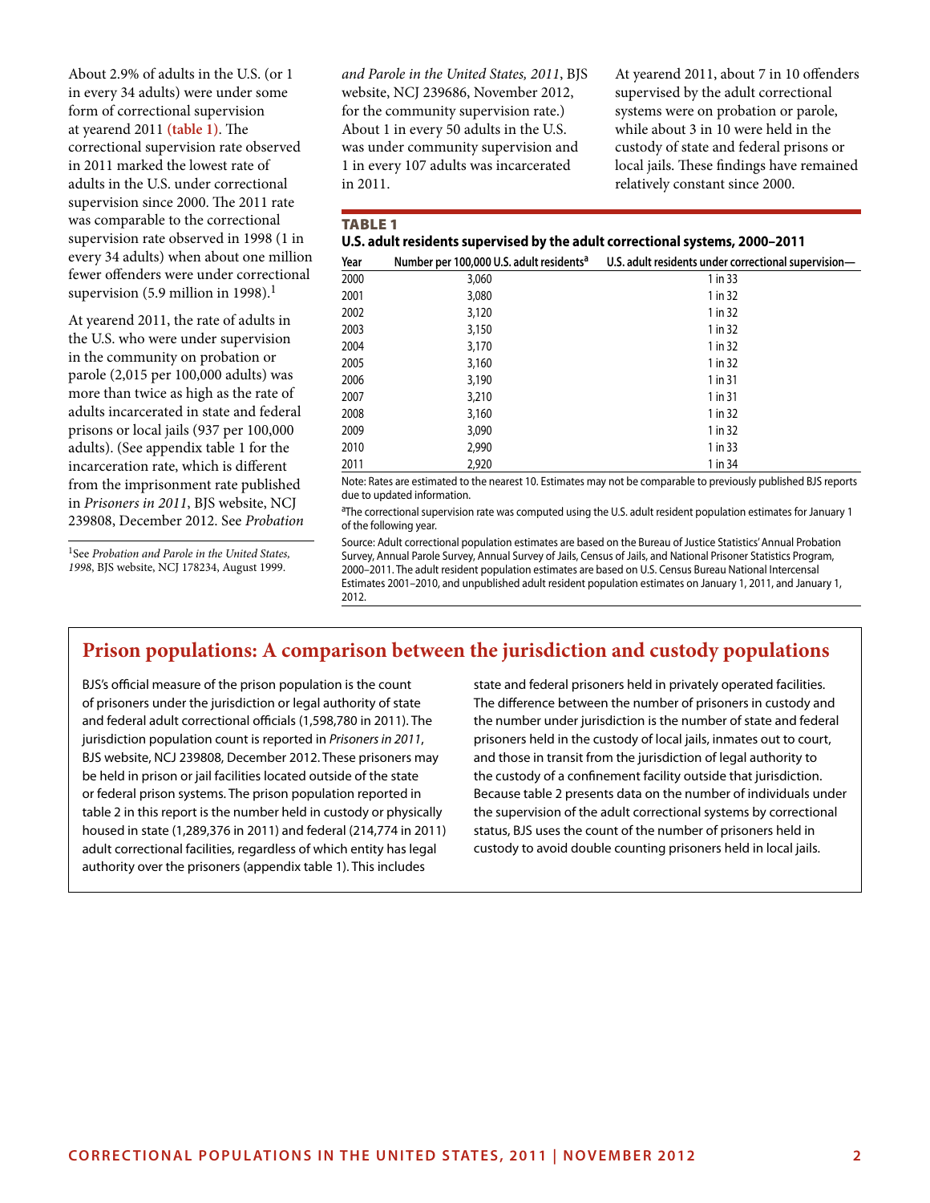About 2.9% of adults in the U.S. (or 1 in every 34 adults) were under some form of correctional supervision at yearend 2011 **(table 1)**. The correctional supervision rate observed in 2011 marked the lowest rate of adults in the U.S. under correctional supervision since 2000. The 2011 rate was comparable to the correctional supervision rate observed in 1998 (1 in every 34 adults) when about one million fewer offenders were under correctional supervision (5.9 million in 1998).[1]

At yearend 2011, the rate of adults in the U.S. who were under supervision in the community on probation or parole (2,015 per 100,000 adults) was more than twice as high as the rate of adults incarcerated in state and federal prisons or local jails (937 per 100,000 adults). (See appendix table 1 for the incarceration rate, which is different from the imprisonment rate published in *Prisoners in 2011*, BJS website, NCJ 239808, December 2012. See *Probation and Parole in the United States, 2011*, BJS website, NCJ 239686, November 2012, for the community supervision rate.) About 1 in every 50 adults in the U.S. was under community supervision and 1 in every 107 adults was incarcerated in 2011.

At yearend 2011, about 7 in 10 offenders supervised by the adult correctional systems were on probation or parole, while about 3 in 10 were held in the custody of state and federal prisons or local jails. These findings have remained relatively constant since 2000.

[1]See *Probation and Parole in the United States, 1998*, BJS website, NCJ 178234, August 1999.

**TABLE 1**
**U.S. adult residents supervised by the adult correctional systems, 2000–2011**

| Year | Number per 100,000 U.S. adult residents[a] | U.S. adult residents under correctional supervision— |
|---|---|---|
| 2000 | 3,060 | 1 in 33 |
| 2001 | 3,080 | 1 in 32 |
| 2002 | 3,120 | 1 in 32 |
| 2003 | 3,150 | 1 in 32 |
| 2004 | 3,170 | 1 in 32 |
| 2005 | 3,160 | 1 in 32 |
| 2006 | 3,190 | 1 in 31 |
| 2007 | 3,210 | 1 in 31 |
| 2008 | 3,160 | 1 in 32 |
| 2009 | 3,090 | 1 in 32 |
| 2010 | 2,990 | 1 in 33 |
| 2011 | 2,920 | 1 in 34 |

Note: Rates are estimated to the nearest 10. Estimates may not be comparable to previously published BJS reports due to updated information.

[a]The correctional supervision rate was computed using the U.S. adult resident population estimates for January 1 of the following year.

Source: Adult correctional population estimates are based on the Bureau of Justice Statistics' Annual Probation Survey, Annual Parole Survey, Annual Survey of Jails, Census of Jails, and National Prisoner Statistics Program, 2000–2011. The adult resident population estimates are based on U.S. Census Bureau National Intercensal Estimates 2001–2010, and unpublished adult resident population estimates on January 1, 2011, and January 1, 2012.

## Prison populations: A comparison between the jurisdiction and custody populations

BJS's official measure of the prison population is the count of prisoners under the jurisdiction or legal authority of state and federal adult correctional officials (1,598,780 in 2011). The jurisdiction population count is reported in *Prisoners in 2011*, BJS website, NCJ 239808, December 2012. These prisoners may be held in prison or jail facilities located outside of the state or federal prison systems. The prison population reported in table 2 in this report is the number held in custody or physically housed in state (1,289,376 in 2011) and federal (214,774 in 2011) adult correctional facilities, regardless of which entity has legal authority over the prisoners (appendix table 1). This includes state and federal prisoners held in privately operated facilities. The difference between the number of prisoners in custody and the number under jurisdiction is the number of state and federal prisoners held in the custody of local jails, inmates out to court, and those in transit from the jurisdiction of legal authority to the custody of a confinement facility outside that jurisdiction. Because table 2 presents data on the number of individuals under the supervision of the adult correctional systems by correctional status, BJS uses the count of the number of prisoners held in custody to avoid double counting prisoners held in local jails.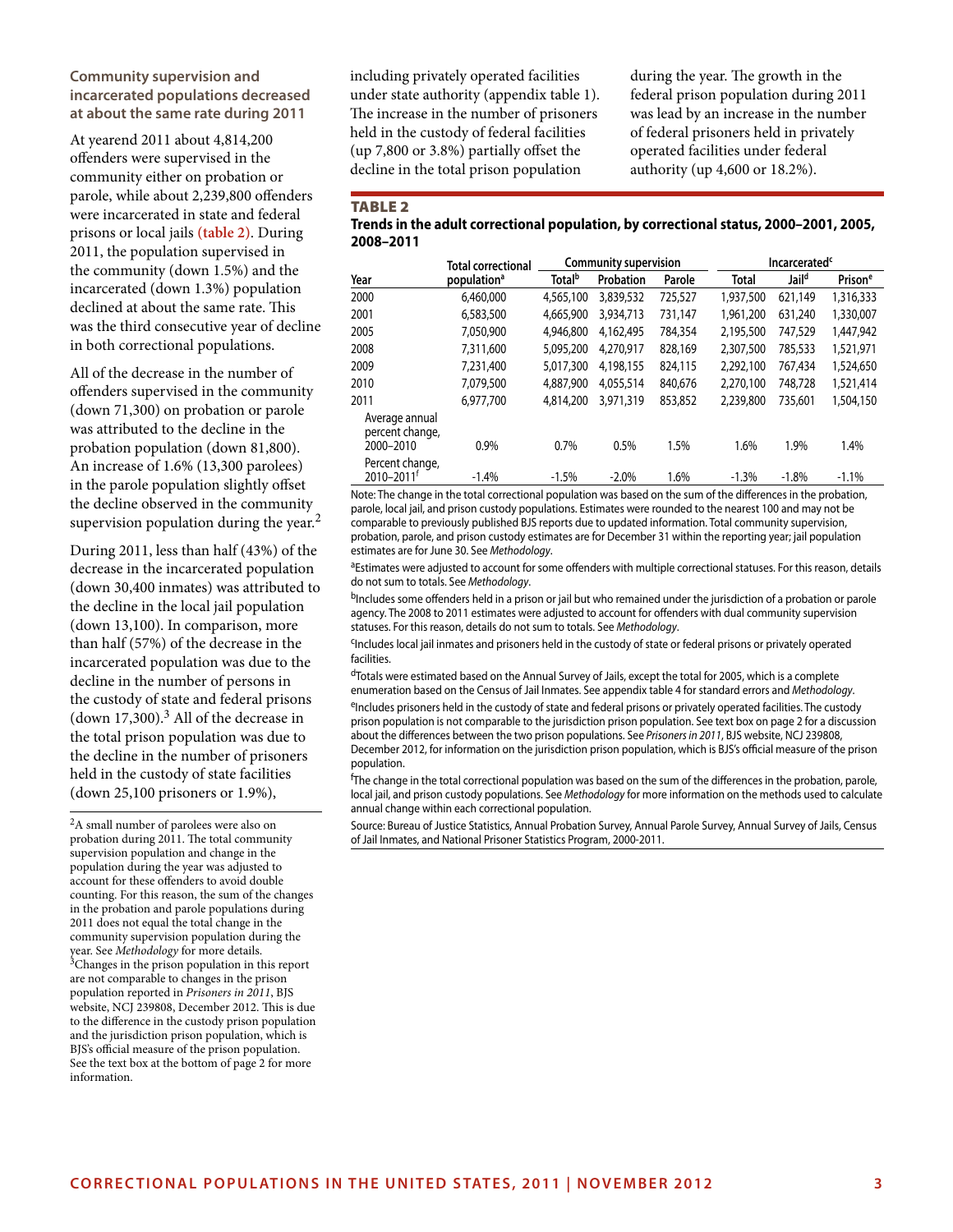### Community supervision and incarcerated populations decreased at about the same rate during 2011

At yearend 2011 about 4,814,200 offenders were supervised in the community either on probation or parole, while about 2,239,800 offenders were incarcerated in state and federal prisons or local jails (table 2). During 2011, the population supervised in the community (down 1.5%) and the incarcerated (down 1.3%) population declined at about the same rate. This was the third consecutive year of decline in both correctional populations.

All of the decrease in the number of offenders supervised in the community (down 71,300) on probation or parole was attributed to the decline in the probation population (down 81,800). An increase of 1.6% (13,300 parolees) in the parole population slightly offset the decline observed in the community supervision population during the year.[2]

During 2011, less than half (43%) of the decrease in the incarcerated population (down 30,400 inmates) was attributed to the decline in the local jail population (down 13,100). In comparison, more than half (57%) of the decrease in the incarcerated population was due to the decline in the number of persons in the custody of state and federal prisons (down 17,300).[3] All of the decrease in the total prison population was due to the decline in the number of prisoners held in the custody of state facilities (down 25,100 prisoners or 1.9%), including privately operated facilities under state authority (appendix table 1). The increase in the number of prisoners held in the custody of federal facilities (up 7,800 or 3.8%) partially offset the decline in the total prison population during the year. The growth in the federal prison population during 2011 was lead by an increase in the number of federal prisoners held in privately operated facilities under federal authority (up 4,600 or 18.2%).

[2]A small number of parolees were also on probation during 2011. The total community supervision population and change in the population during the year was adjusted to account for these offenders to avoid double counting. For this reason, the sum of the changes in the probation and parole populations during 2011 does not equal the total change in the community supervision population during the year. See *Methodology* for more details.

[3]Changes in the prison population in this report are not comparable to changes in the prison population reported in *Prisoners in 2011*, BJS website, NCJ 239808, December 2012. This is due to the difference in the custody prison population and the jurisdiction prison population, which is BJS's official measure of the prison population. See the text box at the bottom of page 2 for more information.

**TABLE 2**

**Trends in the adult correctional population, by correctional status, 2000–2001, 2005, 2008–2011**

| Year | Total correctional population[a] | Community supervision | | | Incarcerated[c] | | |
|---|---|---|---|---|---|---|---|
| | | Total[b] | Probation | Parole | Total | Jail[d] | Prison[e] |
| 2000 | 6,460,000 | 4,565,100 | 3,839,532 | 725,527 | 1,937,500 | 621,149 | 1,316,333 |
| 2001 | 6,583,500 | 4,665,900 | 3,934,713 | 731,147 | 1,961,200 | 631,240 | 1,330,007 |
| 2005 | 7,050,900 | 4,946,800 | 4,162,495 | 784,354 | 2,195,500 | 747,529 | 1,447,942 |
| 2008 | 7,311,600 | 5,095,200 | 4,270,917 | 828,169 | 2,307,500 | 785,533 | 1,521,971 |
| 2009 | 7,231,400 | 5,017,300 | 4,198,155 | 824,115 | 2,292,100 | 767,434 | 1,524,650 |
| 2010 | 7,079,500 | 4,887,900 | 4,055,514 | 840,676 | 2,270,100 | 748,728 | 1,521,414 |
| 2011 | 6,977,700 | 4,814,200 | 3,971,319 | 853,852 | 2,239,800 | 735,601 | 1,504,150 |
| Average annual percent change, 2000–2010 | 0.9% | 0.7% | 0.5% | 1.5% | 1.6% | 1.9% | 1.4% |
| Percent change, 2010–2011[f] | -1.4% | -1.5% | -2.0% | 1.6% | -1.3% | -1.8% | -1.1% |

Note: The change in the total correctional population was based on the sum of the differences in the probation, parole, local jail, and prison custody populations. Estimates were rounded to the nearest 100 and may not be comparable to previously published BJS reports due to updated information. Total community supervision, probation, parole, and prison custody estimates are for December 31 within the reporting year; jail population estimates are for June 30. See *Methodology*.

[a]Estimates were adjusted to account for some offenders with multiple correctional statuses. For this reason, details do not sum to totals. See *Methodology*.

[b]Includes some offenders held in a prison or jail but who remained under the jurisdiction of a probation or parole agency. The 2008 to 2011 estimates were adjusted to account for offenders with dual community supervision statuses. For this reason, details do not sum to totals. See *Methodology*.

[c]Includes local jail inmates and prisoners held in the custody of state or federal prisons or privately operated facilities.

[d]Totals were estimated based on the Annual Survey of Jails, except the total for 2005, which is a complete enumeration based on the Census of Jail Inmates. See appendix table 4 for standard errors and *Methodology*.

[e]Includes prisoners held in the custody of state and federal prisons or privately operated facilities. The custody prison population is not comparable to the jurisdiction prison population. See text box on page 2 for a discussion about the differences between the two prison populations. See *Prisoners in 2011*, BJS website, NCJ 239808, December 2012, for information on the jurisdiction prison population, which is BJS's official measure of the prison population.

[f]The change in the total correctional population was based on the sum of the differences in the probation, parole, local jail, and prison custody populations. See *Methodology* for more information on the methods used to calculate annual change within each correctional population.

Source: Bureau of Justice Statistics, Annual Probation Survey, Annual Parole Survey, Annual Survey of Jails, Census of Jail Inmates, and National Prisoner Statistics Program, 2000-2011.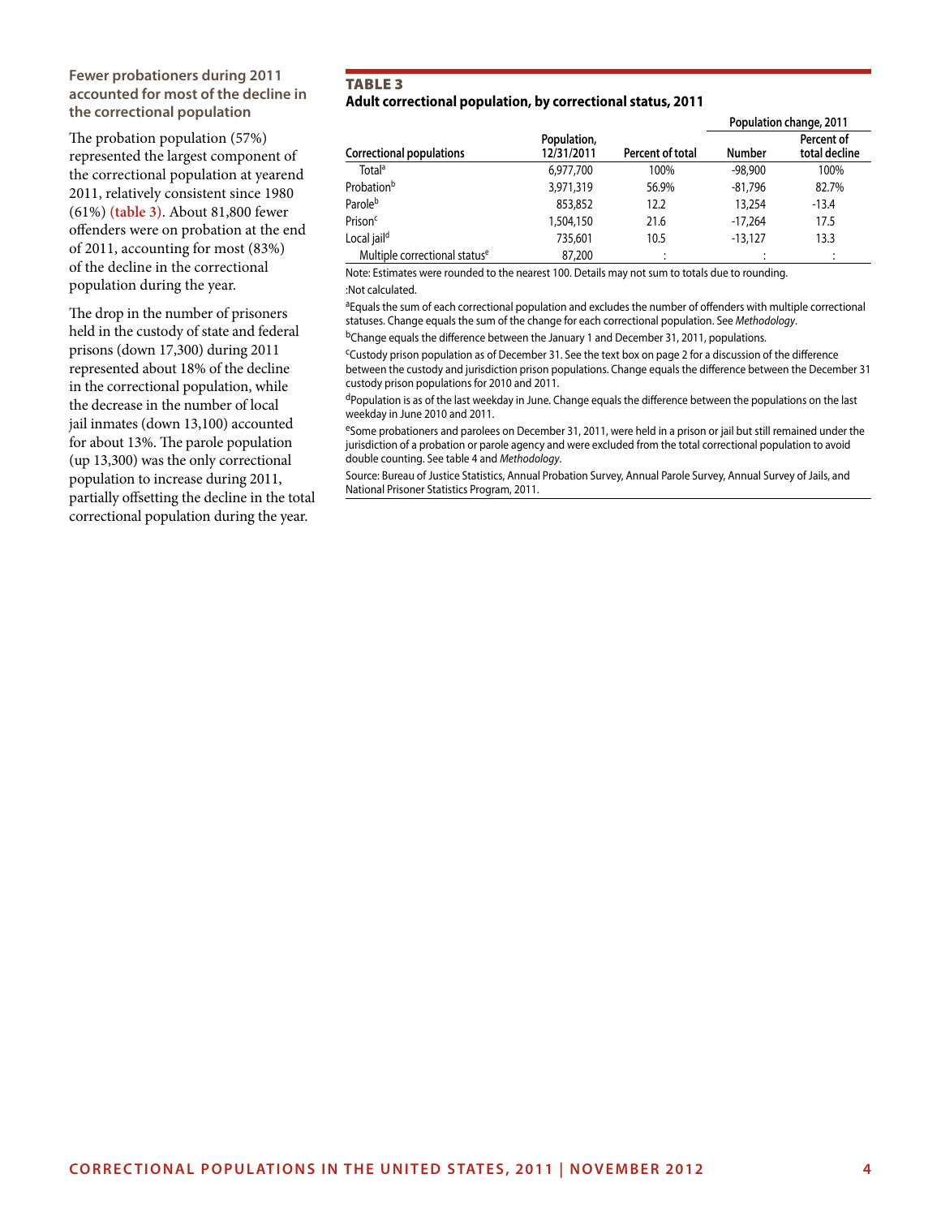### Fewer probationers during 2011 accounted for most of the decline in the correctional population

The probation population (57%) represented the largest component of the correctional population at yearend 2011, relatively consistent since 1980 (61%) **(table 3)**. About 81,800 fewer offenders were on probation at the end of 2011, accounting for most (83%) of the decline in the correctional population during the year.

The drop in the number of prisoners held in the custody of state and federal prisons (down 17,300) during 2011 represented about 18% of the decline in the correctional population, while the decrease in the number of local jail inmates (down 13,100) accounted for about 13%. The parole population (up 13,300) was the only correctional population to increase during 2011, partially offsetting the decline in the total correctional population during the year.

**TABLE 3**
**Adult correctional population, by correctional status, 2011**

| | | | Population change, 2011 | |
|---|---|---|---|---|
| Correctional populations | Population, 12/31/2011 | Percent of total | Number | Percent of total decline |
| Total[a] | 6,977,700 | 100% | -98,900 | 100% |
| Probation[b] | 3,971,319 | 56.9% | -81,796 | 82.7% |
| Parole[b] | 853,852 | 12.2 | 13,254 | -13.4 |
| Prison[c] | 1,504,150 | 21.6 | -17,264 | 17.5 |
| Local jail[d] | 735,601 | 10.5 | -13,127 | 13.3 |
| Multiple correctional status[e] | 87,200 | : | : | : |

Note: Estimates were rounded to the nearest 100. Details may not sum to totals due to rounding.

:Not calculated.

[a]Equals the sum of each correctional population and excludes the number of offenders with multiple correctional statuses. Change equals the sum of the change for each correctional population. See *Methodology*.

[b]Change equals the difference between the January 1 and December 31, 2011, populations.

[c]Custody prison population as of December 31. See the text box on page 2 for a discussion of the difference between the custody and jurisdiction prison populations. Change equals the difference between the December 31 custody prison populations for 2010 and 2011.

[d]Population is as of the last weekday in June. Change equals the difference between the populations on the last weekday in June 2010 and 2011.

[e]Some probationers and parolees on December 31, 2011, were held in a prison or jail but still remained under the jurisdiction of a probation or parole agency and were excluded from the total correctional population to avoid double counting. See table 4 and *Methodology*.

Source: Bureau of Justice Statistics, Annual Probation Survey, Annual Parole Survey, Annual Survey of Jails, and National Prisoner Statistics Program, 2011.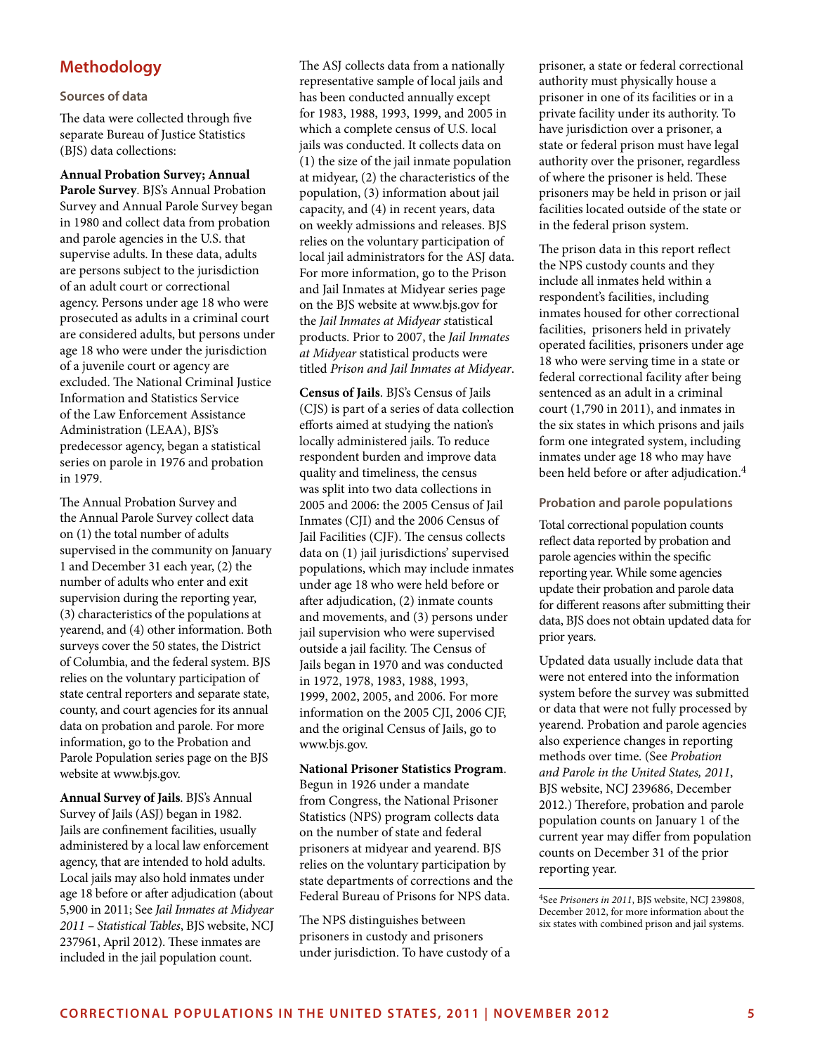## Methodology

### Sources of data

The data were collected through five separate Bureau of Justice Statistics (BJS) data collections:

**Annual Probation Survey; Annual Parole Survey**. BJS's Annual Probation Survey and Annual Parole Survey began in 1980 and collect data from probation and parole agencies in the U.S. that supervise adults. In these data, adults are persons subject to the jurisdiction of an adult court or correctional agency. Persons under age 18 who were prosecuted as adults in a criminal court are considered adults, but persons under age 18 who were under the jurisdiction of a juvenile court or agency are excluded. The National Criminal Justice Information and Statistics Service of the Law Enforcement Assistance Administration (LEAA), BJS's predecessor agency, began a statistical series on parole in 1976 and probation in 1979.

The Annual Probation Survey and the Annual Parole Survey collect data on (1) the total number of adults supervised in the community on January 1 and December 31 each year, (2) the number of adults who enter and exit supervision during the reporting year, (3) characteristics of the populations at yearend, and (4) other information. Both surveys cover the 50 states, the District of Columbia, and the federal system. BJS relies on the voluntary participation of state central reporters and separate state, county, and court agencies for its annual data on probation and parole. For more information, go to the Probation and Parole Population series page on the BJS website at www.bjs.gov.

**Annual Survey of Jails**. BJS's Annual Survey of Jails (ASJ) began in 1982. Jails are confinement facilities, usually administered by a local law enforcement agency, that are intended to hold adults. Local jails may also hold inmates under age 18 before or after adjudication (about 5,900 in 2011; See *Jail Inmates at Midyear 2011 – Statistical Tables*, BJS website, NCJ 237961, April 2012). These inmates are included in the jail population count.

The ASJ collects data from a nationally representative sample of local jails and has been conducted annually except for 1983, 1988, 1993, 1999, and 2005 in which a complete census of U.S. local jails was conducted. It collects data on (1) the size of the jail inmate population at midyear, (2) the characteristics of the population, (3) information about jail capacity, and (4) in recent years, data on weekly admissions and releases. BJS relies on the voluntary participation of local jail administrators for the ASJ data. For more information, go to the Prison and Jail Inmates at Midyear series page on the BJS website at www.bjs.gov for the *Jail Inmates at Midyear s*tatistical products. Prior to 2007, the *Jail Inmates at Midyear* statistical products were titled *Prison and Jail Inmates at Midyear*.

**Census of Jails**. BJS's Census of Jails (CJS) is part of a series of data collection efforts aimed at studying the nation's locally administered jails. To reduce respondent burden and improve data quality and timeliness, the census was split into two data collections in 2005 and 2006: the 2005 Census of Jail Inmates (CJI) and the 2006 Census of Jail Facilities (CJF). The census collects data on (1) jail jurisdictions' supervised populations, which may include inmates under age 18 who were held before or after adjudication, (2) inmate counts and movements, and (3) persons under jail supervision who were supervised outside a jail facility. The Census of Jails began in 1970 and was conducted in 1972, 1978, 1983, 1988, 1993, 1999, 2002, 2005, and 2006. For more information on the 2005 CJI, 2006 CJF, and the original Census of Jails, go to www.bjs.gov.

**National Prisoner Statistics Program**. Begun in 1926 under a mandate from Congress, the National Prisoner Statistics (NPS) program collects data on the number of state and federal prisoners at midyear and yearend. BJS relies on the voluntary participation by state departments of corrections and the Federal Bureau of Prisons for NPS data.

The NPS distinguishes between prisoners in custody and prisoners under jurisdiction. To have custody of a prisoner, a state or federal correctional authority must physically house a prisoner in one of its facilities or in a private facility under its authority. To have jurisdiction over a prisoner, a state or federal prison must have legal authority over the prisoner, regardless of where the prisoner is held. These prisoners may be held in prison or jail facilities located outside of the state or in the federal prison system.

The prison data in this report reflect the NPS custody counts and they include all inmates held within a respondent's facilities, including inmates housed for other correctional facilities, prisoners held in privately operated facilities, prisoners under age 18 who were serving time in a state or federal correctional facility after being sentenced as an adult in a criminal court (1,790 in 2011), and inmates in the six states in which prisons and jails form one integrated system, including inmates under age 18 who may have been held before or after adjudication.[4]

### Probation and parole populations

Total correctional population counts reflect data reported by probation and parole agencies within the specific reporting year. While some agencies update their probation and parole data for different reasons after submitting their data, BJS does not obtain updated data for prior years.

Updated data usually include data that were not entered into the information system before the survey was submitted or data that were not fully processed by yearend. Probation and parole agencies also experience changes in reporting methods over time. (See *Probation and Parole in the United States, 2011*, BJS website, NCJ 239686, December 2012.) Therefore, probation and parole population counts on January 1 of the current year may differ from population counts on December 31 of the prior reporting year.

[4]See *Prisoners in 2011*, BJS website, NCJ 239808, December 2012, for more information about the six states with combined prison and jail systems.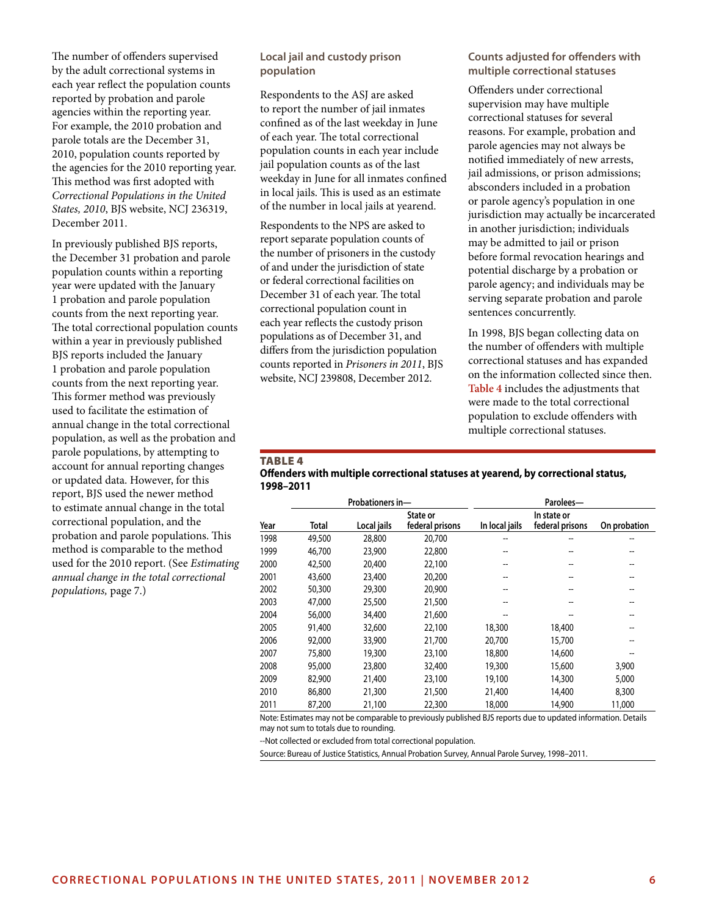The number of offenders supervised by the adult correctional systems in each year reflect the population counts reported by probation and parole agencies within the reporting year. For example, the 2010 probation and parole totals are the December 31, 2010, population counts reported by the agencies for the 2010 reporting year. This method was first adopted with *Correctional Populations in the United States, 2010*, BJS website, NCJ 236319, December 2011.

In previously published BJS reports, the December 31 probation and parole population counts within a reporting year were updated with the January 1 probation and parole population counts from the next reporting year. The total correctional population counts within a year in previously published BJS reports included the January 1 probation and parole population counts from the next reporting year. This former method was previously used to facilitate the estimation of annual change in the total correctional population, as well as the probation and parole populations, by attempting to account for annual reporting changes or updated data. However, for this report, BJS used the newer method to estimate annual change in the total correctional population, and the probation and parole populations. This method is comparable to the method used for the 2010 report. (See *Estimating annual change in the total correctional populations,* page 7.)

### Local jail and custody prison population

Respondents to the ASJ are asked to report the number of jail inmates confined as of the last weekday in June of each year. The total correctional population counts in each year include jail population counts as of the last weekday in June for all inmates confined in local jails. This is used as an estimate of the number in local jails at yearend.

Respondents to the NPS are asked to report separate population counts of the number of prisoners in the custody of and under the jurisdiction of state or federal correctional facilities on December 31 of each year. The total correctional population count in each year reflects the custody prison populations as of December 31, and differs from the jurisdiction population counts reported in *Prisoners in 2011*, BJS website, NCJ 239808, December 2012.

### Counts adjusted for offenders with multiple correctional statuses

Offenders under correctional supervision may have multiple correctional statuses for several reasons. For example, probation and parole agencies may not always be notified immediately of new arrests, jail admissions, or prison admissions; absconders included in a probation or parole agency's population in one jurisdiction may actually be incarcerated in another jurisdiction; individuals may be admitted to jail or prison before formal revocation hearings and potential discharge by a probation or parole agency; and individuals may be serving separate probation and parole sentences concurrently.

In 1998, BJS began collecting data on the number of offenders with multiple correctional statuses and has expanded on the information collected since then. **Table 4** includes the adjustments that were made to the total correctional population to exclude offenders with multiple correctional statuses.

**TABLE 4**
**Offenders with multiple correctional statuses at yearend, by correctional status, 1998–2011**

| | Probationers in— | | | Parolees— | | |
|---|---|---|---|---|---|---|
| Year | Total | Local jails | State or federal prisons | In local jails | In state or federal prisons | On probation |
| 1998 | 49,500 | 28,800 | 20,700 | -- | -- | -- |
| 1999 | 46,700 | 23,900 | 22,800 | -- | -- | -- |
| 2000 | 42,500 | 20,400 | 22,100 | -- | -- | -- |
| 2001 | 43,600 | 23,400 | 20,200 | -- | -- | -- |
| 2002 | 50,300 | 29,300 | 20,900 | -- | -- | -- |
| 2003 | 47,000 | 25,500 | 21,500 | -- | -- | -- |
| 2004 | 56,000 | 34,400 | 21,600 | -- | -- | -- |
| 2005 | 91,400 | 32,600 | 22,100 | 18,300 | 18,400 | -- |
| 2006 | 92,000 | 33,900 | 21,700 | 20,700 | 15,700 | -- |
| 2007 | 75,800 | 19,300 | 23,100 | 18,800 | 14,600 | -- |
| 2008 | 95,000 | 23,800 | 32,400 | 19,300 | 15,600 | 3,900 |
| 2009 | 82,900 | 21,400 | 23,100 | 19,100 | 14,300 | 5,000 |
| 2010 | 86,800 | 21,300 | 21,500 | 21,400 | 14,400 | 8,300 |
| 2011 | 87,200 | 21,100 | 22,300 | 18,000 | 14,900 | 11,000 |

Note: Estimates may not be comparable to previously published BJS reports due to updated information. Details may not sum to totals due to rounding.

--Not collected or excluded from total correctional population.

Source: Bureau of Justice Statistics, Annual Probation Survey, Annual Parole Survey, 1998–2011.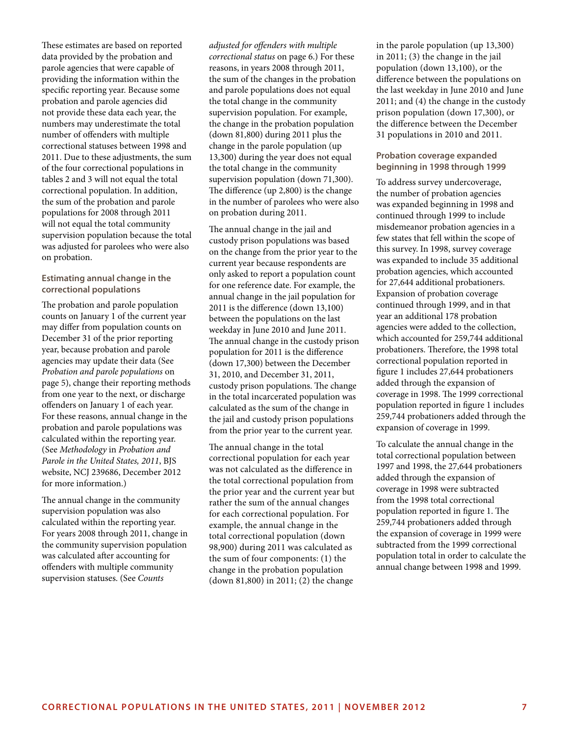These estimates are based on reported data provided by the probation and parole agencies that were capable of providing the information within the specific reporting year. Because some probation and parole agencies did not provide these data each year, the numbers may underestimate the total number of offenders with multiple correctional statuses between 1998 and 2011. Due to these adjustments, the sum of the four correctional populations in tables 2 and 3 will not equal the total correctional population. In addition, the sum of the probation and parole populations for 2008 through 2011 will not equal the total community supervision population because the total was adjusted for parolees who were also on probation.

### Estimating annual change in the correctional populations

The probation and parole population counts on January 1 of the current year may differ from population counts on December 31 of the prior reporting year, because probation and parole agencies may update their data (See *Probation and parole populations* on page 5), change their reporting methods from one year to the next, or discharge offenders on January 1 of each year. For these reasons, annual change in the probation and parole populations was calculated within the reporting year. (See *Methodology* in *Probation and Parole in the United States, 2011*, BJS website, NCJ 239686, December 2012 for more information.)

The annual change in the community supervision population was also calculated within the reporting year. For years 2008 through 2011, change in the community supervision population was calculated after accounting for offenders with multiple community supervision statuses. (See *Counts adjusted for offenders with multiple correctional status* on page 6.) For these reasons, in years 2008 through 2011, the sum of the changes in the probation and parole populations does not equal the total change in the community supervision population. For example, the change in the probation population (down 81,800) during 2011 plus the change in the parole population (up 13,300) during the year does not equal the total change in the community supervision population (down 71,300). The difference (up 2,800) is the change in the number of parolees who were also on probation during 2011.

The annual change in the jail and custody prison populations was based on the change from the prior year to the current year because respondents are only asked to report a population count for one reference date. For example, the annual change in the jail population for 2011 is the difference (down 13,100) between the populations on the last weekday in June 2010 and June 2011. The annual change in the custody prison population for 2011 is the difference (down 17,300) between the December 31, 2010, and December 31, 2011, custody prison populations. The change in the total incarcerated population was calculated as the sum of the change in the jail and custody prison populations from the prior year to the current year.

The annual change in the total correctional population for each year was not calculated as the difference in the total correctional population from the prior year and the current year but rather the sum of the annual changes for each correctional population. For example, the annual change in the total correctional population (down 98,900) during 2011 was calculated as the sum of four components: (1) the change in the probation population (down 81,800) in 2011; (2) the change in the parole population (up 13,300) in 2011; (3) the change in the jail population (down 13,100), or the difference between the populations on the last weekday in June 2010 and June 2011; and (4) the change in the custody prison population (down 17,300), or the difference between the December 31 populations in 2010 and 2011.

### Probation coverage expanded beginning in 1998 through 1999

To address survey undercoverage, the number of probation agencies was expanded beginning in 1998 and continued through 1999 to include misdemeanor probation agencies in a few states that fell within the scope of this survey. In 1998, survey coverage was expanded to include 35 additional probation agencies, which accounted for 27,644 additional probationers. Expansion of probation coverage continued through 1999, and in that year an additional 178 probation agencies were added to the collection, which accounted for 259,744 additional probationers. Therefore, the 1998 total correctional population reported in figure 1 includes 27,644 probationers added through the expansion of coverage in 1998. The 1999 correctional population reported in figure 1 includes 259,744 probationers added through the expansion of coverage in 1999.

To calculate the annual change in the total correctional population between 1997 and 1998, the 27,644 probationers added through the expansion of coverage in 1998 were subtracted from the 1998 total correctional population reported in figure 1. The 259,744 probationers added through the expansion of coverage in 1999 were subtracted from the 1999 correctional population total in order to calculate the annual change between 1998 and 1999.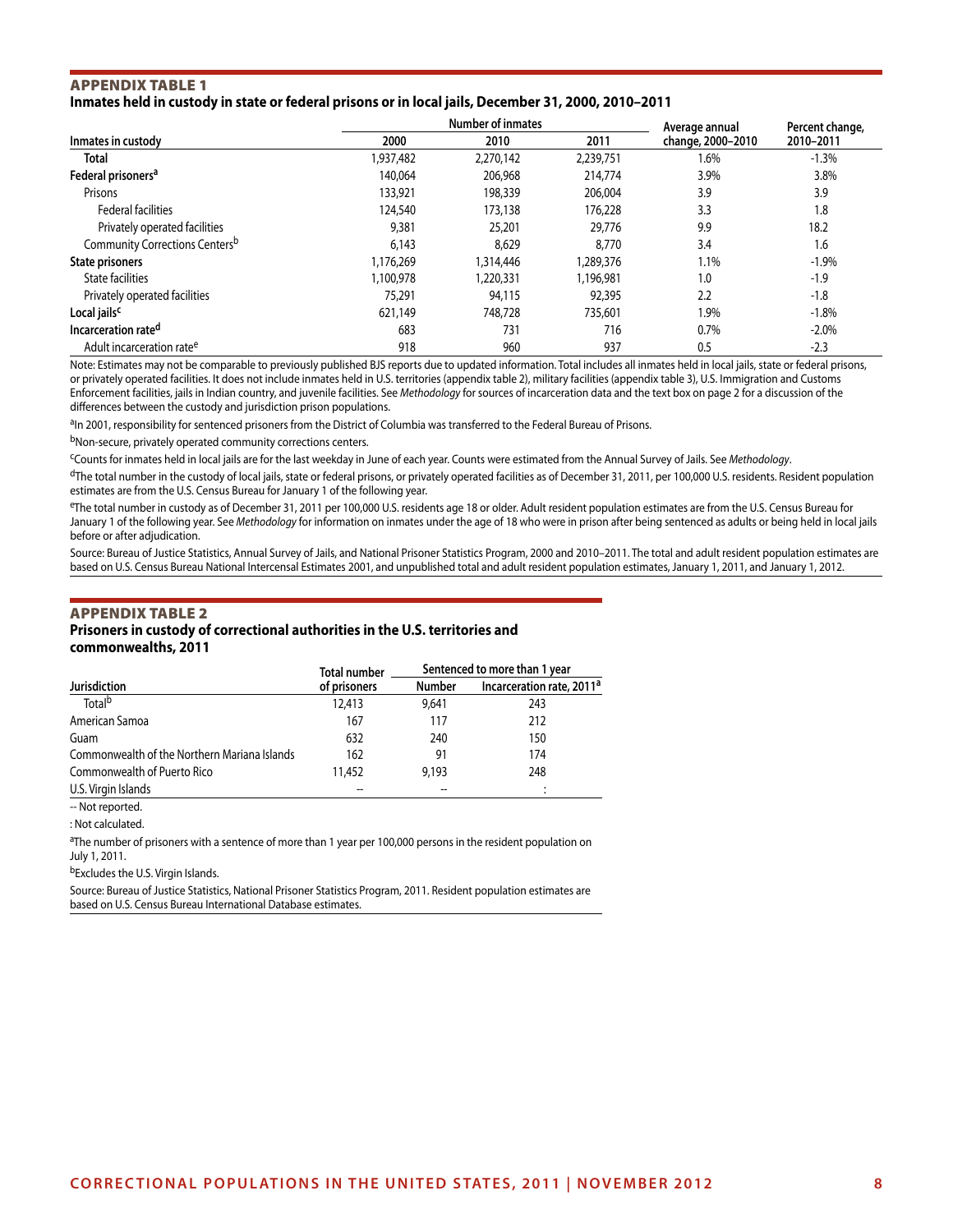## APPENDIX TABLE 1

### Inmates held in custody in state or federal prisons or in local jails, December 31, 2000, 2010–2011

| Inmates in custody | Number of inmates 2000 | 2010 | 2011 | Average annual change, 2000–2010 | Percent change, 2010–2011 |
|---|---|---|---|---|---|
| **Total** | 1,937,482 | 2,270,142 | 2,239,751 | 1.6% | -1.3% |
| **Federal prisoners**[a] | 140,064 | 206,968 | 214,774 | 3.9% | 3.8% |
| Prisons | 133,921 | 198,339 | 206,004 | 3.9 | 3.9 |
| Federal facilities | 124,540 | 173,138 | 176,228 | 3.3 | 1.8 |
| Privately operated facilities | 9,381 | 25,201 | 29,776 | 9.9 | 18.2 |
| Community Corrections Centers[b] | 6,143 | 8,629 | 8,770 | 3.4 | 1.6 |
| **State prisoners** | 1,176,269 | 1,314,446 | 1,289,376 | 1.1% | -1.9% |
| State facilities | 1,100,978 | 1,220,331 | 1,196,981 | 1.0 | -1.9 |
| Privately operated facilities | 75,291 | 94,115 | 92,395 | 2.2 | -1.8 |
| **Local jails**[c] | 621,149 | 748,728 | 735,601 | 1.9% | -1.8% |
| **Incarceration rate**[d] | 683 | 731 | 716 | 0.7% | -2.0% |
| Adult incarceration rate[e] | 918 | 960 | 937 | 0.5 | -2.3 |

Note: Estimates may not be comparable to previously published BJS reports due to updated information. Total includes all inmates held in local jails, state or federal prisons, or privately operated facilities. It does not include inmates held in U.S. territories (appendix table 2), military facilities (appendix table 3), U.S. Immigration and Customs Enforcement facilities, jails in Indian country, and juvenile facilities. See *Methodology* for sources of incarceration data and the text box on page 2 for a discussion of the differences between the custody and jurisdiction prison populations.

[a]In 2001, responsibility for sentenced prisoners from the District of Columbia was transferred to the Federal Bureau of Prisons.

[b]Non-secure, privately operated community corrections centers.

[c]Counts for inmates held in local jails are for the last weekday in June of each year. Counts were estimated from the Annual Survey of Jails. See *Methodology*.

[d]The total number in the custody of local jails, state or federal prisons, or privately operated facilities as of December 31, 2011, per 100,000 U.S. residents. Resident population estimates are from the U.S. Census Bureau for January 1 of the following year.

[e]The total number in custody as of December 31, 2011 per 100,000 U.S. residents age 18 or older. Adult resident population estimates are from the U.S. Census Bureau for January 1 of the following year. See *Methodology* for information on inmates under the age of 18 who were in prison after being sentenced as adults or being held in local jails before or after adjudication.

Source: Bureau of Justice Statistics, Annual Survey of Jails, and National Prisoner Statistics Program, 2000 and 2010–2011. The total and adult resident population estimates are based on U.S. Census Bureau National Intercensal Estimates 2001, and unpublished total and adult resident population estimates, January 1, 2011, and January 1, 2012.

## APPENDIX TABLE 2

### Prisoners in custody of correctional authorities in the U.S. territories and commonwealths, 2011

| Jurisdiction | Total number of prisoners | Sentenced to more than 1 year: Number | Incarceration rate, 2011[a] |
|---|---|---|---|
| Total[b] | 12,413 | 9,641 | 243 |
| American Samoa | 167 | 117 | 212 |
| Guam | 632 | 240 | 150 |
| Commonwealth of the Northern Mariana Islands | 162 | 91 | 174 |
| Commonwealth of Puerto Rico | 11,452 | 9,193 | 248 |
| U.S. Virgin Islands | -- | -- | : |

-- Not reported.

: Not calculated.

[a]The number of prisoners with a sentence of more than 1 year per 100,000 persons in the resident population on July 1, 2011.

[b]Excludes the U.S. Virgin Islands.

Source: Bureau of Justice Statistics, National Prisoner Statistics Program, 2011. Resident population estimates are based on U.S. Census Bureau International Database estimates.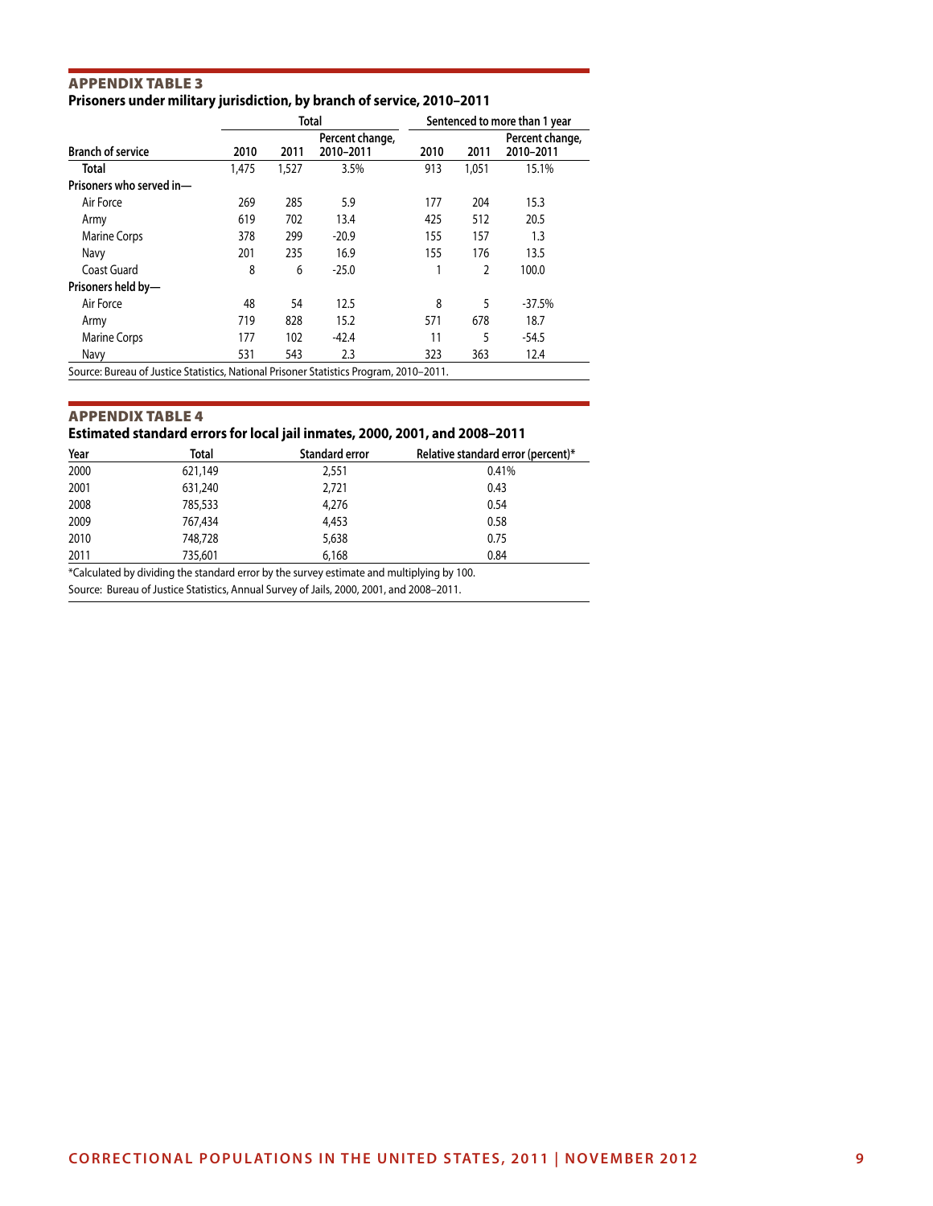## APPENDIX TABLE 3

### Prisoners under military jurisdiction, by branch of service, 2010–2011

| Branch of service | Total | | | Sentenced to more than 1 year | | |
|---|---|---|---|---|---|---|
| | 2010 | 2011 | Percent change, 2010–2011 | 2010 | 2011 | Percent change, 2010–2011 |
| **Total** | 1,475 | 1,527 | 3.5% | 913 | 1,051 | 15.1% |
| **Prisoners who served in—** | | | | | | |
| Air Force | 269 | 285 | 5.9 | 177 | 204 | 15.3 |
| Army | 619 | 702 | 13.4 | 425 | 512 | 20.5 |
| Marine Corps | 378 | 299 | -20.9 | 155 | 157 | 1.3 |
| Navy | 201 | 235 | 16.9 | 155 | 176 | 13.5 |
| Coast Guard | 8 | 6 | -25.0 | 1 | 2 | 100.0 |
| **Prisoners held by—** | | | | | | |
| Air Force | 48 | 54 | 12.5 | 8 | 5 | -37.5% |
| Army | 719 | 828 | 15.2 | 571 | 678 | 18.7 |
| Marine Corps | 177 | 102 | -42.4 | 11 | 5 | -54.5 |
| Navy | 531 | 543 | 2.3 | 323 | 363 | 12.4 |

Source: Bureau of Justice Statistics, National Prisoner Statistics Program, 2010–2011.

## APPENDIX TABLE 4

### Estimated standard errors for local jail inmates, 2000, 2001, and 2008–2011

| Year | Total | Standard error | Relative standard error (percent)* |
|---|---|---|---|
| 2000 | 621,149 | 2,551 | 0.41% |
| 2001 | 631,240 | 2,721 | 0.43 |
| 2008 | 785,533 | 4,276 | 0.54 |
| 2009 | 767,434 | 4,453 | 0.58 |
| 2010 | 748,728 | 5,638 | 0.75 |
| 2011 | 735,601 | 6,168 | 0.84 |

*Calculated by dividing the standard error by the survey estimate and multiplying by 100.

Source: Bureau of Justice Statistics, Annual Survey of Jails, 2000, 2001, and 2008–2011.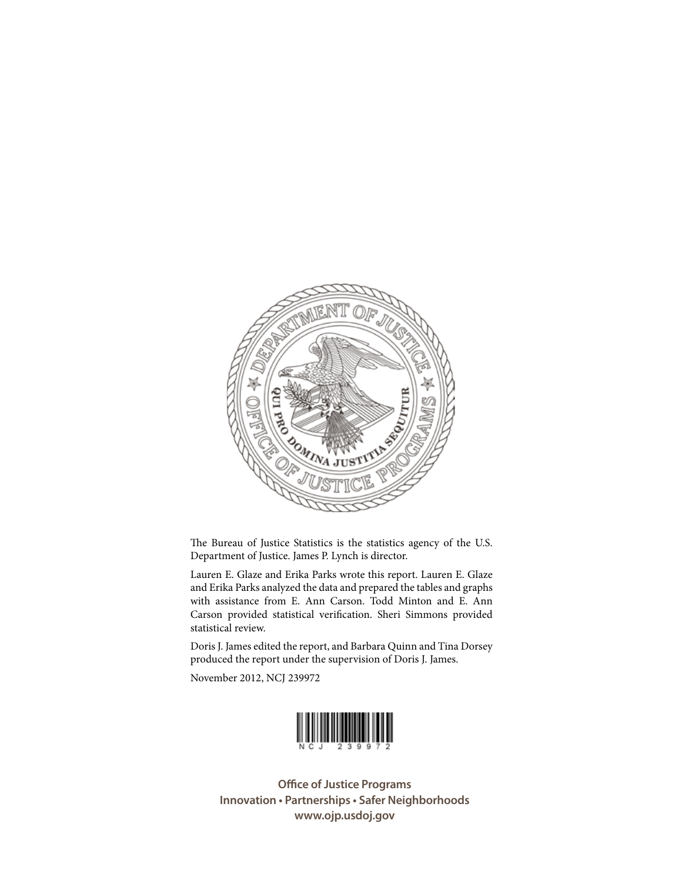The Bureau of Justice Statistics is the statistics agency of the U.S. Department of Justice. James P. Lynch is director.

Lauren E. Glaze and Erika Parks wrote this report. Lauren E. Glaze and Erika Parks analyzed the data and prepared the tables and graphs with assistance from E. Ann Carson. Todd Minton and E. Ann Carson provided statistical verification. Sheri Simmons provided statistical review.

Doris J. James edited the report, and Barbara Quinn and Tina Dorsey produced the report under the supervision of Doris J. James.

November 2012, NCJ 239972

NCJ 239972

**Office of Justice Programs**
**Innovation • Partnerships • Safer Neighborhoods**
**www.ojp.usdoj.gov**